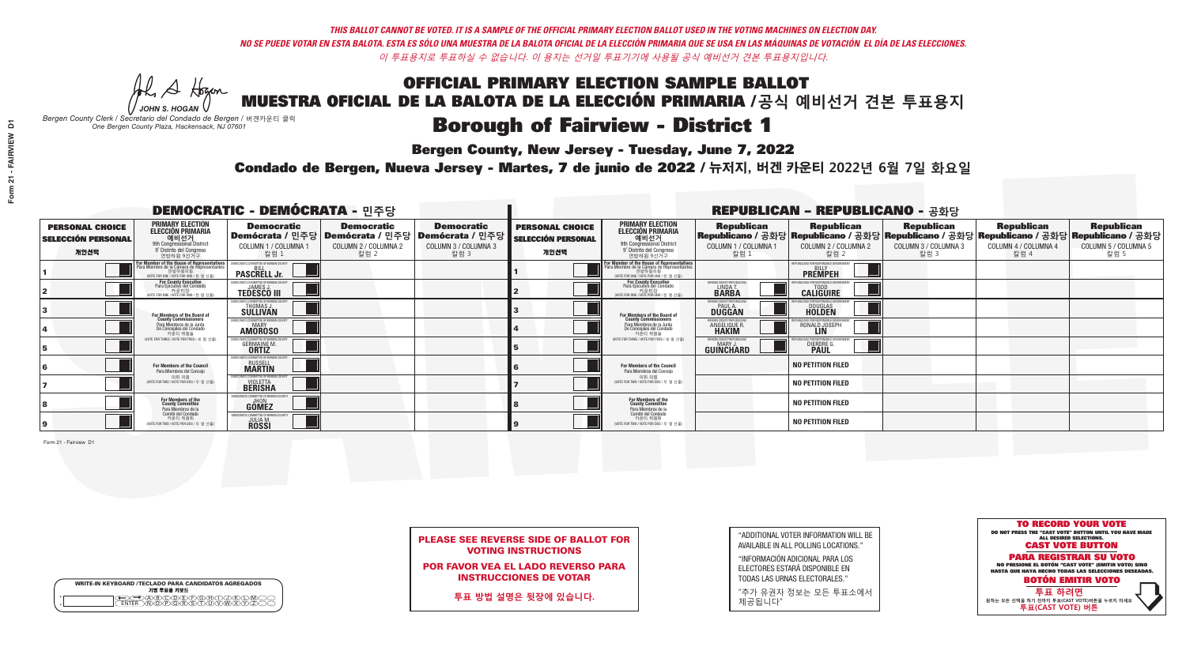THIS BALLOT CANNOT BE VOTED. IT IS A SAMPLE OF THE OFFICIAL PRIMARY ELECTION BALLOT USED IN THE VOTING MACHINES ON ELECTION DAY.

NO SE PUEDE VOTAR EN ESTA BALOTA. ESTA ES SÓLO UNA MUESTRA DE LA BALOTA OFICIAL DE LA ELECCIÓN PRIMARIA QUE SE USA EN LAS MÁQUINAS DE VOTACIÓN EL DÍA DE LAS ELECCIONES.

이 투표용지로 투표하실 수 없습니다. 이 용지는 선거일 투표기기에 사용될 공식 예비선거 견본 투표용지입니다.

JOHN S. HOGAN
*Bergen County Clerk / Secretario del Condado de Bergen / 버겐카운티 클럭*
*One Bergen County Plaza, Hackensack, NJ 07601*

# OFFICIAL PRIMARY ELECTION SAMPLE BALLOT
# MUESTRA OFICIAL DE LA BALOTA DE LA ELECCIÓN PRIMARIA /공식 예비선거 견본 투표용지

## Borough of Fairview - District 1

**Bergen County, New Jersey - Tuesday, June 7, 2022**

**Condado de Bergen, Nueva Jersey - Martes, 7 de junio de 2022 / 뉴저지, 버겐 카운티 2022년 6월 7일 화요일**

### DEMOCRATIC - DEMÓCRATA - 민주당

| PERSONAL CHOICE / SELECCIÓN PERSONAL / 개인선택 | PRIMARY ELECTION / ELECCIÓN PRIMARIA / 예비선거 / 9th Congressional District / 9° Distrito del Congreso / 연방하원 9선거구 | Democratic / Demócrata / 민주당 COLUMN 1 / COLUMNA 1 / 칼럼 1 | Democratic / Demócrata / 민주당 COLUMN 2 / COLUMNA 2 / 칼럼 2 | Democratic / Demócrata / 민주당 COLUMN 3 / COLUMNA 3 / 칼럼 3 |
|---|---|---|---|---|
| 1 | For Member of the House of Representatives / Para Miembro de la Cámara de Representantes / 연방하원의원 (VOTE FOR ONE / VOTE POR UNO / 한 명 선출) | BILL PASCRELL Jr. | | |
| 2 | For County Executive / Para Ejecutivo del Condado / 카운티장 (VOTE FOR ONE / VOTE POR UNO / 한 명 선출) | JAMES J. TEDESCO III | | |
| 3 | For Members of the Board of County Commissioners / Para Miembros de la Junta De Concejales del Condado / 카운티 위원들 (VOTE FOR THREE / VOTE POR TRES / 세 명 선출) | THOMAS J. SULLIVAN | | |
| 4 | | MARY AMOROSO | | |
| 5 | | GERMAINE M. ORTIZ | | |
| 6 | For Members of the Council / Para Miembros del Concejo / 의회 의원 (VOTE FOR TWO / VOTE POR DOS / 두 명 선출) | RUSSELL MARTIN | | |
| 7 | | VIOLETTA BERISHA | | |
| 8 | For Members of the County Committee / Para Miembros de la Comité del Condado / 카운티 위원회 (VOTE FOR TWO / VOTE POR DOS / 두 명 선출) | JHON GOMEZ | | |
| 9 | | JULIA M. ROSSI | | |

### REPUBLICAN - REPUBLICANO - 공화당

| PERSONAL CHOICE / SELECCIÓN PERSONAL / 개인선택 | PRIMARY ELECTION / ELECCIÓN PRIMARIA / 예비선거 / 9th Congressional District / 9° Distrito del Congreso / 연방하원 9선거구 | Republican / Republicano / 공화당 COLUMN 1 / COLUMNA 1 / 칼럼 1 | Republican / Republicano / 공화당 COLUMN 2 / COLUMNA 2 / 칼럼 2 | Republican / Republicano / 공화당 COLUMN 3 / COLUMNA 3 / 칼럼 3 | Republican / Republicano / 공화당 COLUMN 4 / COLUMNA 4 / 칼럼 4 | Republican / Republicano / 공화당 COLUMN 5 / COLUMNA 5 / 칼럼 5 |
|---|---|---|---|---|---|---|
| 1 | For Member of the House of Representatives / Para Miembro de la Cámara de Representantes / 연방하원의원 (VOTE FOR ONE / VOTE POR UNO / 한 명 선출) | | BILLY PREMPEH | | | |
| 2 | For County Executive / Para Ejecutivo del Condado / 카운티장 (VOTE FOR ONE / VOTE POR UNO / 한 명 선출) | LINDA T. BARBA | TODD CALIGUIRE | | | |
| 3 | For Members of the Board of County Commissioners / Para Miembros de la Junta De Concejales del Condado / 카운티 위원들 (VOTE FOR THREE / VOTE POR TRES / 세 명 선출) | PAUL A. DUGGAN | DOUGLAS HOLDEN | | | |
| 4 | | ANGELIQUE R. HAKIM | RONALD JOSEPH LIN | | | |
| 5 | | MARY J. GUINCHARD | DIERDRE G. PAUL | | | |
| 6 | For Members of the Council / Para Miembros del Concejo / 의회 의원 (VOTE FOR TWO / VOTE POR DOS / 두 명 선출) | | NO PETITION FILED | | | |
| 7 | | | NO PETITION FILED | | | |
| 8 | For Members of the County Committee / Para Miembros de la Comité del Condado / 카운티 위원회 (VOTE FOR TWO / VOTE POR DOS / 두 명 선출) | | NO PETITION FILED | | | |
| 9 | | | NO PETITION FILED | | | |

Form 21 - Fairview D1

WRITE-IN KEYBOARD /TECLADO PARA CANDIDATOS AGREGADOS
기명 투표용 키보드

**PLEASE SEE REVERSE SIDE OF BALLOT FOR VOTING INSTRUCTIONS**

**POR FAVOR VEA EL LADO REVERSO PARA INSTRUCCIONES DE VOTAR**

**투표 방법 설명은 뒷장에 있습니다.**

"ADDITIONAL VOTER INFORMATION WILL BE AVAILABLE IN ALL POLLING LOCATIONS."

"INFORMACIÓN ADICIONAL PARA LOS ELECTORES ESTARÁ DISPONIBLE EN TODAS LAS URNAS ELECTORALES."

"추가 유권자 정보는 모든 투표소에서 제공됩니다"

**TO RECORD YOUR VOTE**
DO NOT PRESS THE "CAST VOTE" BUTTON UNTIL YOU HAVE MADE ALL DESIRED SELECTIONS.
**CAST VOTE BUTTON**

**PARA REGISTRAR SU VOTO**
NO PRESIONE EL BOTÓN "CAST VOTE" (EMITIR VOTO) SINO HASTA QUE HAYA HECHO TODAS LAS SELECCIONES DESEADAS.
**BOTÓN EMITIR VOTO**

**투표 하려면**
원하는 모든 선택을 하기 전까지 투표(CAST VOTE)버튼을 누르지 마세요
**투표(CAST VOTE) 버튼**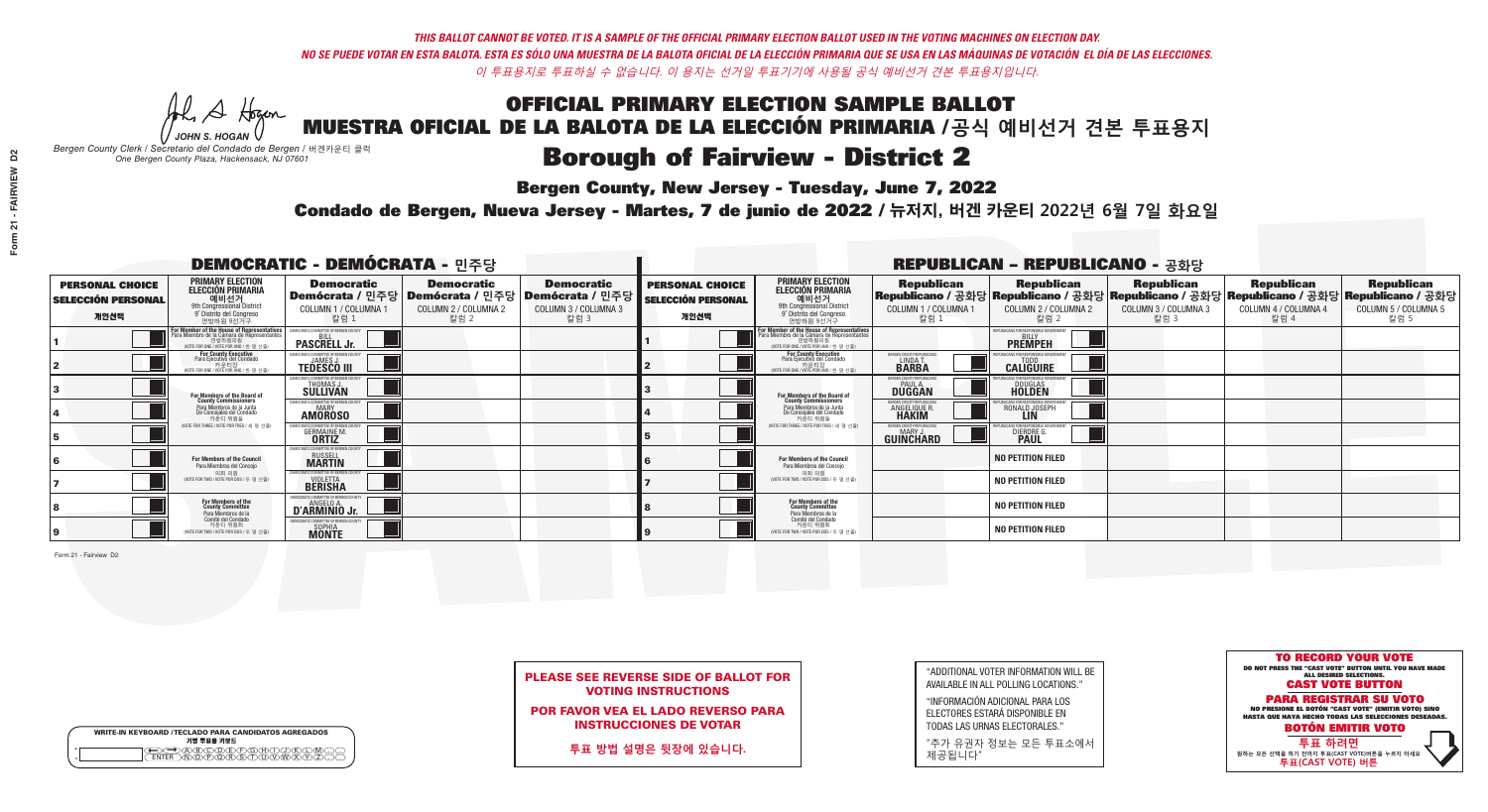*THIS BALLOT CANNOT BE VOTED. IT IS A SAMPLE OF THE OFFICIAL PRIMARY ELECTION BALLOT USED IN THE VOTING MACHINES ON ELECTION DAY.*
*NO SE PUEDE VOTAR EN ESTA BALOTA. ESTA ES SÓLO UNA MUESTRA DE LA BALOTA OFICIAL DE LA ELECCIÓN PRIMARIA QUE SE USA EN LAS MÁQUINAS DE VOTACIÓN EL DÍA DE LAS ELECCIONES.*
*이 투표용지로 투표하실 수 없습니다. 이 용지는 선거일 투표기기에 사용될 공식 예비선거 견본 투표용지입니다.*

JOHN S. HOGAN
*Bergen County Clerk / Secretario del Condado de Bergen / 버겐카운티 클럭*
*One Bergen County Plaza, Hackensack, NJ 07601*

# OFFICIAL PRIMARY ELECTION SAMPLE BALLOT
# MUESTRA OFICIAL DE LA BALOTA DE LA ELECCIÓN PRIMARIA / 공식 예비선거 견본 투표용지
## Borough of Fairview - District 2

**Bergen County, New Jersey - Tuesday, June 7, 2022**
**Condado de Bergen, Nueva Jersey - Martes, 7 de junio de 2022 / 뉴저지, 버겐 카운티 2022년 6월 7일 화요일**

### DEMOCRATIC - DEMÓCRATA - 민주당

| PERSONAL CHOICE / SELECCIÓN PERSONAL / 개인선택 | PRIMARY ELECTION / ELECCIÓN PRIMARIA / 예비선거 9th Congressional District | Democratic / Demócrata / 민주당 COLUMN 1 / COLUMNA 1 / 칼럼 1 | Democratic / Demócrata / 민주당 COLUMN 2 / COLUMNA 2 / 칼럼 2 | Democratic / Demócrata / 민주당 COLUMN 3 / COLUMNA 3 / 칼럼 3 |
|---|---|---|---|---|
| 1 | For Member of the House of Representatives / Para Miembro de la Cámara de Representantes / 연방하원의원 (VOTE FOR ONE / VOTE POR UNO / 한 명 선출) | BILL PASCRELL Jr. | | |
| 2 | For County Executive / Para Ejecutivo del Condado / 카운티장 (VOTE FOR ONE / VOTE POR UNO / 한 명 선출) | JAMES J. TEDESCO III | | |
| 3 | For Members of the Board of County Commissioners / Para Miembros de la Junta De Concejales del Condado / 카운티 위원들 (VOTE FOR THREE / VOTE POR TRES / 세 명 선출) | THOMAS J. SULLIVAN | | |
| 4 | | MARY AMOROSO | | |
| 5 | | GERMAINE M. ORTIZ | | |
| 6 | For Members of the Council / Para Miembros del Concejo / 의회 의원 (VOTE FOR TWO / VOTE POR DOS / 두 명 선출) | RUSSELL MARTIN | | |
| 7 | | VIOLETTA BERISHA | | |
| 8 | For Members of the County Committee / Para Miembros de la Comité del Condado / 카운티 위원회 (VOTE FOR TWO / VOTE POR DOS / 두 명 선출) | ANGELO A. D'ARMINIO Jr. | | |
| 9 | | SOPHIA MONTE | | |

### REPUBLICAN - REPUBLICANO - 공화당

| PERSONAL CHOICE / SELECCIÓN PERSONAL / 개인선택 | PRIMARY ELECTION / ELECCIÓN PRIMARIA / 예비선거 9th Congressional District | Republican / Republicano / 공화당 COLUMN 1 / COLUMNA 1 / 칼럼 1 | Republican / Republicano / 공화당 COLUMN 2 / COLUMNA 2 / 칼럼 2 | Republican / Republicano / 공화당 COLUMN 3 / COLUMNA 3 / 칼럼 3 | Republican / Republicano / 공화당 COLUMN 4 / COLUMNA 4 / 칼럼 4 | Republican / Republicano / 공화당 COLUMN 5 / COLUMNA 5 / 칼럼 5 |
|---|---|---|---|---|---|---|
| 1 | For Member of the House of Representatives / Para Miembro de la Cámara de Representantes / 연방하원의원 (VOTE FOR ONE / VOTE POR UNO / 한 명 선출) | | BILLY PREMPEH | | | |
| 2 | For County Executive / Para Ejecutivo del Condado / 카운티장 (VOTE FOR ONE / VOTE POR UNO / 한 명 선출) | LINDA T. BARBA | TODD CALIGUIRE | | | |
| 3 | For Members of the Board of County Commissioners / Para Miembros de la Junta De Concejales del Condado / 카운티 위원들 (VOTE FOR THREE / VOTE POR TRES / 세 명 선출) | PAUL A. DUGGAN | DOUGLAS HOLDEN | | | |
| 4 | | ANGELIQUE R. HAKIM | RONALD JOSEPH LIN | | | |
| 5 | | MARY J. GUINCHARD | DIERDRE G. PAUL | | | |
| 6 | For Members of the Council / Para Miembros del Concejo / 의회 의원 (VOTE FOR TWO / VOTE POR DOS / 두 명 선출) | | NO PETITION FILED | | | |
| 7 | | | NO PETITION FILED | | | |
| 8 | For Members of the County Committee / Para Miembros de la Comité del Condado / 카운티 위원회 (VOTE FOR TWO / VOTE POR DOS / 두 명 선출) | | NO PETITION FILED | | | |
| 9 | | | NO PETITION FILED | | | |

Form 21 - Fairview D2

**PLEASE SEE REVERSE SIDE OF BALLOT FOR VOTING INSTRUCTIONS**
**POR FAVOR VEA EL LADO REVERSO PARA INSTRUCCIONES DE VOTAR**
**투표 방법 설명은 뒷장에 있습니다.**

"ADDITIONAL VOTER INFORMATION WILL BE AVAILABLE IN ALL POLLING LOCATIONS."
"INFORMACIÓN ADICIONAL PARA LOS ELECTORES ESTARÁ DISPONIBLE EN TODAS LAS URNAS ELECTORALES."
"추가 유권자 정보는 모든 투표소에서 제공됩니다"

WRITE-IN KEYBOARD / TECLADO PARA CANDIDATOS AGREGADOS / 기명 투표용 키보드

**TO RECORD YOUR VOTE**
DO NOT PRESS THE "CAST VOTE" BUTTON UNTIL YOU HAVE MADE ALL DESIRED SELECTIONS.
**CAST VOTE BUTTON**
**PARA REGISTRAR SU VOTO**
NO PRESIONE EL BOTÓN "CAST VOTE" (EMITIR VOTO) SINO HASTA QUE HAYA HECHO TODAS LAS SELECCIONES DESEADAS.
**BOTÓN EMITIR VOTO**
**투표 하려면**
원하는 모든 선택을 하기 전까지 투표(CAST VOTE)버튼을 누르지 마세요.
**투표(CAST VOTE) 버튼**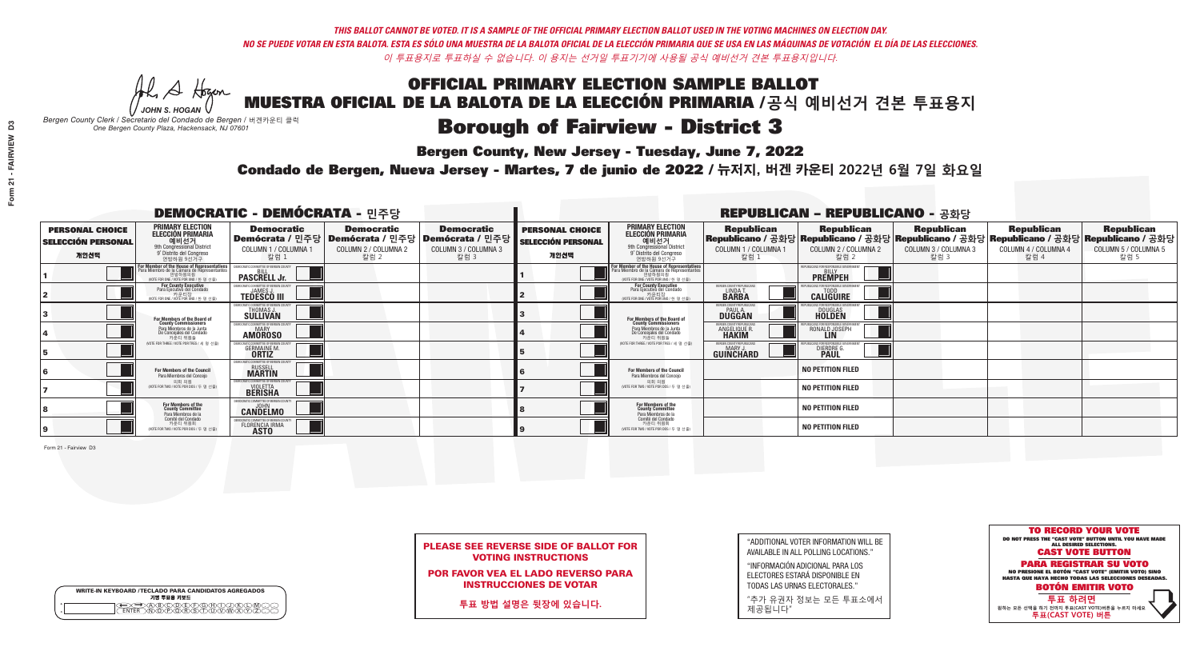*THIS BALLOT CANNOT BE VOTED. IT IS A SAMPLE OF THE OFFICIAL PRIMARY ELECTION BALLOT USED IN THE VOTING MACHINES ON ELECTION DAY.*
*NO SE PUEDE VOTAR EN ESTA BALOTA. ESTA ES SÓLO UNA MUESTRA DE LA BALOTA OFICIAL DE LA ELECCIÓN PRIMARIA QUE SE USA EN LAS MÁQUINAS DE VOTACIÓN EL DÍA DE LAS ELECCIONES.*
*이 투표용지로 투표하실 수 없습니다. 이 용지는 선거일 투표기기에 사용될 공식 예비선거 견본 투표용지입니다.*

JOHN S. HOGAN
*Bergen County Clerk / Secretario del Condado de Bergen / 버겐카운티 클럭*
*One Bergen County Plaza, Hackensack, NJ 07601*

# OFFICIAL PRIMARY ELECTION SAMPLE BALLOT
# MUESTRA OFICIAL DE LA BALOTA DE LA ELECCIÓN PRIMARIA /공식 예비선거 견본 투표용지

## Borough of Fairview - District 3

**Bergen County, New Jersey - Tuesday, June 7, 2022**

**Condado de Bergen, Nueva Jersey - Martes, 7 de junio de 2022 / 뉴저지, 버겐 카운티 2022년 6월 7일 화요일**

### DEMOCRATIC - DEMÓCRATA - 민주당

| PERSONAL CHOICE / SELECCIÓN PERSONAL / 개인선택 | PRIMARY ELECTION / ELECCIÓN PRIMARIA / 예비선거 | Democratic / Demócrata / 민주당 COLUMN 1 / COLUMNA 1 / 칼럼 1 | Democratic / Demócrata / 민주당 COLUMN 2 / COLUMNA 2 / 칼럼 2 | Democratic / Demócrata / 민주당 COLUMN 3 / COLUMNA 3 / 칼럼 3 |
|---|---|---|---|---|
| 1 | For Member of the House of Representatives / Para Miembro de la Cámara de Representantes / 연방하원의원 (VOTE FOR ONE / VOTE POR UNO / 한 명 선출) | BILL PASCRELL Jr. | | |
| 2 | For County Executive / Para Ejecutivo del Condado / 카운티장 (VOTE FOR ONE / VOTE POR UNO / 한 명 선출) | JAMES J. TEDESCO III | | |
| 3 | For Members of the Board of County Commissioners / Para Miembros de la Junta De Concejales del Condado / 카운티 위원들 (VOTE FOR THREE / VOTE POR TRES / 세 명 선출) | THOMAS J. SULLIVAN | | |
| 4 | | MARY AMOROSO | | |
| 5 | | GERMAINE M. ORTIZ | | |
| 6 | For Members of the Council / Para Miembros del Concejo / 의회 의원 (VOTE FOR TWO / VOTE POR DOS / 두 명 선출) | RUSSELL MARTIN | | |
| 7 | | VIOLETTA BERISHA | | |
| 8 | For Members of the County Committee / Para Miembros de la Comité del Condado / 카운티 위원회 (VOTE FOR TWO / VOTE POR DOS / 두 명 선출) | JOHN CANDELMO | | |
| 9 | | FLORENCIA IRMA ASTO | | |

### REPUBLICAN - REPUBLICANO - 공화당

| PERSONAL CHOICE / SELECCIÓN PERSONAL / 개인선택 | PRIMARY ELECTION / ELECCIÓN PRIMARIA / 예비선거 | Republican / Republicano / 공화당 COLUMN 1 / COLUMNA 1 / 칼럼 1 | Republican / Republicano / 공화당 COLUMN 2 / COLUMNA 2 / 칼럼 2 | Republican / Republicano / 공화당 COLUMN 3 / COLUMNA 3 / 칼럼 3 | Republican / Republicano / 공화당 COLUMN 4 / COLUMNA 4 / 칼럼 4 | Republican / Republicano / 공화당 COLUMN 5 / COLUMNA 5 / 칼럼 5 |
|---|---|---|---|---|---|---|
| 1 | For Member of the House of Representatives / Para Miembro de la Cámara de Representantes / 연방하원의원 (VOTE FOR ONE / VOTE POR UNO / 한 명 선출) | | BILLY PREMPEH | | | |
| 2 | For County Executive / Para Ejecutivo del Condado / 카운티장 (VOTE FOR ONE / VOTE POR UNO / 한 명 선출) | LINDA T. BARBA | TODD CALIGUIRE | | | |
| 3 | For Members of the Board of County Commissioners / Para Miembros de la Junta De Concejales del Condado / 카운티 위원들 (VOTE FOR THREE / VOTE POR TRES / 세 명 선출) | PAUL A. DUGGAN | DOUGLAS HOLDEN | | | |
| 4 | | ANGELIQUE R. HAKIM | RONALD JOSEPH LIN | | | |
| 5 | | MARY J. GUINCHARD | DIERDRE G. PAUL | | | |
| 6 | For Members of the Council / Para Miembros del Concejo / 의회 의원 (VOTE FOR TWO / VOTE POR DOS / 두 명 선출) | | NO PETITION FILED | | | |
| 7 | | | NO PETITION FILED | | | |
| 8 | For Members of the County Committee / Para Miembros de la Comité del Condado / 카운티 위원회 (VOTE FOR TWO / VOTE POR DOS / 두 명 선출) | | NO PETITION FILED | | | |
| 9 | | | NO PETITION FILED | | | |

**PLEASE SEE REVERSE SIDE OF BALLOT FOR VOTING INSTRUCTIONS**

**POR FAVOR VEA EL LADO REVERSO PARA INSTRUCCIONES DE VOTAR**

**투표 방법 설명은 뒷장에 있습니다.**

"ADDITIONAL VOTER INFORMATION WILL BE AVAILABLE IN ALL POLLING LOCATIONS."

"INFORMACIÓN ADICIONAL PARA LOS ELECTORES ESTARÁ DISPONIBLE EN TODAS LAS URNAS ELECTORALES."

"추가 유권자 정보는 모든 투표소에서 제공됩니다"

**TO RECORD YOUR VOTE**
DO NOT PRESS THE "CAST VOTE" BUTTON UNTIL YOU HAVE MADE ALL DESIRED SELECTIONS.
**CAST VOTE BUTTON**

**PARA REGISTRAR SU VOTO**
NO PRESIONE EL BOTÓN "CAST VOTE" (EMITIR VOTO) SINO HASTA QUE HAYA HECHO TODAS LAS SELECCIONES DESEADAS.
**BOTÓN EMITIR VOTO**

**투표 하려면**
원하는 모든 선택을 하기 전까지 투표(CAST VOTE)버튼을 누르지 마세요
**투표(CAST VOTE) 버튼**

WRITE-IN KEYBOARD /TECLADO PARA CANDIDATOS AGREGADOS
기명 투표용 키보드

Form 21 - Fairview D3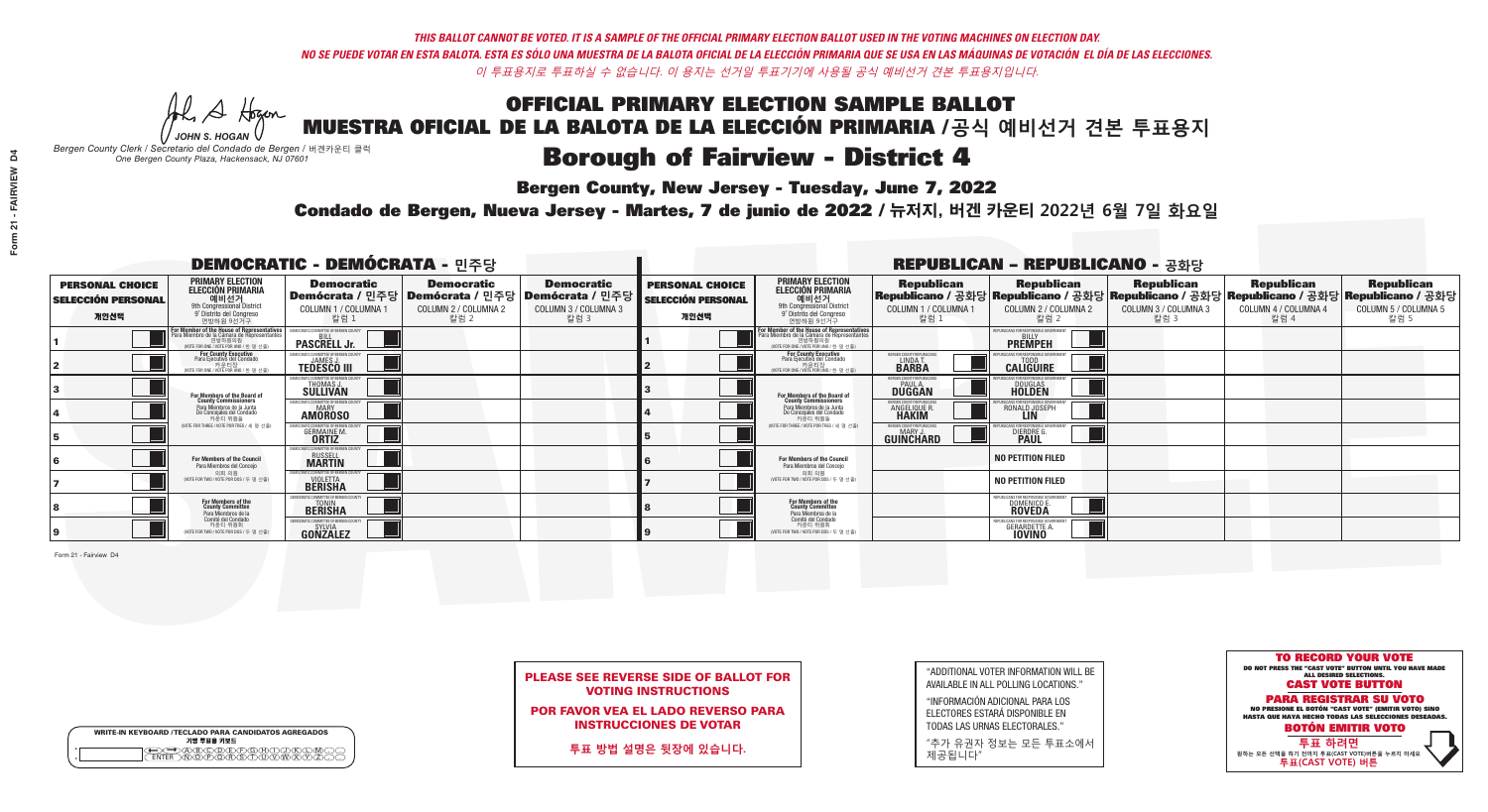*THIS BALLOT CANNOT BE VOTED. IT IS A SAMPLE OF THE OFFICIAL PRIMARY ELECTION BALLOT USED IN THE VOTING MACHINES ON ELECTION DAY.*
*NO SE PUEDE VOTAR EN ESTA BALOTA. ESTA ES SÓLO UNA MUESTRA DE LA BALOTA OFICIAL DE LA ELECCIÓN PRIMARIA QUE SE USA EN LAS MÁQUINAS DE VOTACIÓN EL DÍA DE LAS ELECCIONES.*
*이 투표용지로 투표하실 수 없습니다. 이 용지는 선거일 투표기기에 사용될 공식 예비선거 견본 투표용지입니다.*

JOHN S. HOGAN
*Bergen County Clerk / Secretario del Condado de Bergen / 버겐카운티 클럭*
*One Bergen County Plaza, Hackensack, NJ 07601*

# OFFICIAL PRIMARY ELECTION SAMPLE BALLOT
# MUESTRA OFICIAL DE LA BALOTA DE LA ELECCIÓN PRIMARIA /공식 예비선거 견본 투표용지

## Borough of Fairview - District 4

**Bergen County, New Jersey - Tuesday, June 7, 2022**

**Condado de Bergen, Nueva Jersey - Martes, 7 de junio de 2022 / 뉴저지, 버겐 카운티 2022년 6월 7일 화요일**

### DEMOCRATIC - DEMÓCRATA - 민주당

| PERSONAL CHOICE / SELECCIÓN PERSONAL / 개인선택 | PRIMARY ELECTION / ELECCIÓN PRIMARIA / 예비선거 (9th Congressional District / 9° Distrito del Congreso / 연방하원 9선거구) | Democratic / Demócrata / 민주당 COLUMN 1 / COLUMNA 1 / 칼럼 1 | Democratic / Demócrata / 민주당 COLUMN 2 / COLUMNA 2 / 칼럼 2 | Democratic / Demócrata / 민주당 COLUMN 3 / COLUMNA 3 / 칼럼 3 |
|---|---|---|---|---|
| 1 | For Member of the House of Representatives / Para Miembro de la Cámara de Representantes / 연방하원의원 (VOTE FOR ONE / VOTE POR UNO / 한 명 선출) | BILL PASCRELL Jr. | | |
| 2 | For County Executive / Para Ejecutivo del Condado / 카운티장 (VOTE FOR ONE / VOTE POR UNO / 한 명 선출) | JAMES J. TEDESCO III | | |
| 3 | For Members of the Board of County Commissioners / Para Miembros de la Junta De Concejales del Condado / 카운티 위원들 (VOTE FOR THREE / VOTE POR TRES / 세 명 선출) | THOMAS J. SULLIVAN | | |
| 4 | | MARY AMOROSO | | |
| 5 | | GERMAINE M. ORTIZ | | |
| 6 | For Members of the Council / Para Miembros del Concejo / 의회 의원 (VOTE FOR TWO / VOTE POR DOS / 두 명 선출) | RUSSELL MARTIN | | |
| 7 | | VIOLETTA BERISHA | | |
| 8 | For Members of the County Committee / Para Miembros de la Comité del Condado / 카운티 위원회 (VOTE FOR TWO / VOTE POR DOS / 두 명 선출) | TONIN BERISHA | | |
| 9 | | SYLVIA GONZALEZ | | |

### REPUBLICAN - REPUBLICANO - 공화당

| PERSONAL CHOICE / SELECCIÓN PERSONAL / 개인선택 | PRIMARY ELECTION / ELECCIÓN PRIMARIA / 예비선거 (9th Congressional District / 9° Distrito del Congreso / 연방하원 9선거구) | Republican / Republicano / 공화당 COLUMN 1 / COLUMNA 1 / 칼럼 1 | Republican / Republicano / 공화당 COLUMN 2 / COLUMNA 2 / 칼럼 2 | Republican / Republicano / 공화당 COLUMN 3 / COLUMNA 3 / 칼럼 3 | Republican / Republicano / 공화당 COLUMN 4 / COLUMNA 4 / 칼럼 4 | Republican / Republicano / 공화당 COLUMN 5 / COLUMNA 5 / 칼럼 5 |
|---|---|---|---|---|---|---|
| 1 | For Member of the House of Representatives / Para Miembro de la Cámara de Representantes / 연방하원의원 (VOTE FOR ONE / VOTE POR UNO / 한 명 선출) | | BILLY PREMPEH | | | |
| 2 | For County Executive / Para Ejecutivo del Condado / 카운티장 (VOTE FOR ONE / VOTE POR UNO / 한 명 선출) | LINDA T. BARBA | TODD CALIGUIRE | | | |
| 3 | For Members of the Board of County Commissioners / Para Miembros de la Junta De Concejales del Condado / 카운티 위원들 (VOTE FOR THREE / VOTE POR TRES / 세 명 선출) | PAUL A. DUGGAN | DOUGLAS HOLDEN | | | |
| 4 | | ANGELIQUE R. HAKIM | RONALD JOSEPH LIN | | | |
| 5 | | MARY J. GUINCHARD | DIERDRE G. PAUL | | | |
| 6 | For Members of the Council / Para Miembros del Concejo / 의회 의원 (VOTE FOR TWO / VOTE POR DOS / 두 명 선출) | | NO PETITION FILED | | | |
| 7 | | | NO PETITION FILED | | | |
| 8 | For Members of the County Committee / Para Miembros de la Comité del Condado / 카운티 위원회 (VOTE FOR TWO / VOTE POR DOS / 두 명 선출) | | DOMENICO E. ROVEDA | | | |
| 9 | | | GERARDETTE A. IOVINO | | | |

Form 21 - Fairview D4

**PLEASE SEE REVERSE SIDE OF BALLOT FOR VOTING INSTRUCTIONS**

**POR FAVOR VEA EL LADO REVERSO PARA INSTRUCCIONES DE VOTAR**

**투표 방법 설명은 뒷장에 있습니다.**

"ADDITIONAL VOTER INFORMATION WILL BE AVAILABLE IN ALL POLLING LOCATIONS."

"INFORMACIÓN ADICIONAL PARA LOS ELECTORES ESTARÁ DISPONIBLE EN TODAS LAS URNAS ELECTORALES."

"추가 유권자 정보는 모든 투표소에서 제공됩니다"

WRITE-IN KEYBOARD /TECLADO PARA CANDIDATOS AGREGADOS
기명 투표용 키보드

**TO RECORD YOUR VOTE**
DO NOT PRESS THE "CAST VOTE" BUTTON UNTIL YOU HAVE MADE ALL DESIRED SELECTIONS.
**CAST VOTE BUTTON**

**PARA REGISTRAR SU VOTO**
NO PRESIONE EL BOTÓN "CAST VOTE" (EMITIR VOTO) SINO HASTA QUE HAYA HECHO TODAS LAS SELECCIONES DESEADAS.
**BOTÓN EMITIR VOTO**

**투표 하려면**
원하는 모든 선택을 하기 전까지 투표(CAST VOTE)버튼을 누르지 마세요
**투표(CAST VOTE) 버튼**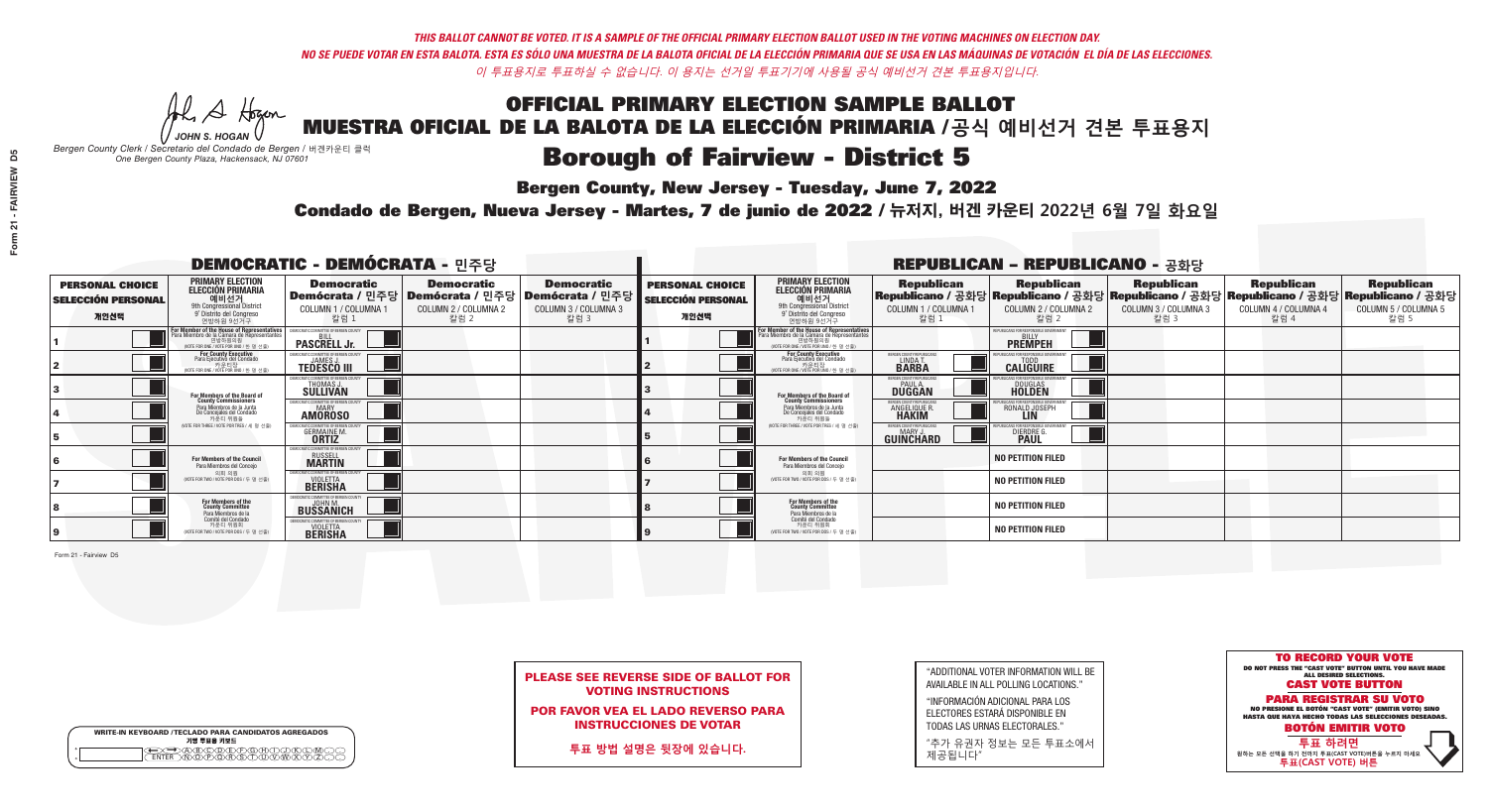*THIS BALLOT CANNOT BE VOTED. IT IS A SAMPLE OF THE OFFICIAL PRIMARY ELECTION BALLOT USED IN THE VOTING MACHINES ON ELECTION DAY.*
*NO SE PUEDE VOTAR EN ESTA BALOTA. ESTA ES SÓLO UNA MUESTRA DE LA BALOTA OFICIAL DE LA ELECCIÓN PRIMARIA QUE SE USA EN LAS MÁQUINAS DE VOTACIÓN EL DÍA DE LAS ELECCIONES.*
*이 투표용지로 투표하실 수 없습니다. 이 용지는 선거일 투표기기에 사용될 공식 예비선거 견본 투표용지입니다.*

JOHN S. HOGAN
*Bergen County Clerk / Secretario del Condado de Bergen / 버겐카운티 클럭*
*One Bergen County Plaza, Hackensack, NJ 07601*

# OFFICIAL PRIMARY ELECTION SAMPLE BALLOT
# MUESTRA OFICIAL DE LA BALOTA DE LA ELECCIÓN PRIMARIA /공식 예비선거 견본 투표용지

# Borough of Fairview - District 5

**Bergen County, New Jersey - Tuesday, June 7, 2022**

**Condado de Bergen, Nueva Jersey - Martes, 7 de junio de 2022 / 뉴저지, 버겐 카운티 2022년 6월 7일 화요일**

## DEMOCRATIC - DEMÓCRATA - 민주당

| PERSONAL CHOICE / SELECCIÓN PERSONAL / 개인선택 | PRIMARY ELECTION / ELECCIÓN PRIMARIA / 예비선거 / 9th Congressional District / 9° Distrito del Congreso / 연방하원 9선거구 | Democratic / Demócrata / 민주당 COLUMN 1 / COLUMNA 1 / 칼럼 1 | Democratic / Demócrata / 민주당 COLUMN 2 / COLUMNA 2 / 칼럼 2 | Democratic / Demócrata / 민주당 COLUMN 3 / COLUMNA 3 / 칼럼 3 |
|---|---|---|---|---|
| 1 | For Member of the House of Representatives / Para Miembro de la Cámara de Representantes / 연방하원의원 (VOTE FOR ONE / VOTE POR UNO / 한 명 선출) | BILL PASCRELL Jr. | | |
| 2 | For County Executive / Para Ejecutivo del Condado / 카운티장 (VOTE FOR ONE / VOTE POR UNO / 한 명 선출) | JAMES J. TEDESCO III | | |
| 3 | For Members of the Board of County Commissioners / Para Miembros de la Junta De Concejales del Condado / 카운티 위원들 (VOTE FOR THREE / VOTE POR TRES / 세 명 선출) | THOMAS J. SULLIVAN | | |
| 4 | | MARY AMOROSO | | |
| 5 | | GERMAINE M. ORTIZ | | |
| 6 | For Members of the Council / Para Miembros del Concejo / 의회 의원 (VOTE FOR TWO / VOTE POR DOS / 두 명 선출) | RUSSELL MARTIN | | |
| 7 | | VIOLETTA BERISHA | | |
| 8 | For Members of the County Committee / Para Miembros de la Comité del Condado / 카운티 위원회 (VOTE FOR TWO / VOTE POR DOS / 두 명 선출) | JOHN M. BUSSANICH | | |
| 9 | | VIOLETTA BERISHA | | |

## REPUBLICAN - REPUBLICANO - 공화당

| PERSONAL CHOICE / SELECCIÓN PERSONAL / 개인선택 | PRIMARY ELECTION / ELECCIÓN PRIMARIA / 예비선거 / 9th Congressional District / 9° Distrito del Congreso / 연방하원 9선거구 | Republican / Republicano / 공화당 COLUMN 1 / COLUMNA 1 / 칼럼 1 | Republican / Republicano / 공화당 COLUMN 2 / COLUMNA 2 / 칼럼 2 | Republican / Republicano / 공화당 COLUMN 3 / COLUMNA 3 / 칼럼 3 | Republican / Republicano / 공화당 COLUMN 4 / COLUMNA 4 / 칼럼 4 | Republican / Republicano / 공화당 COLUMN 5 / COLUMNA 5 / 칼럼 5 |
|---|---|---|---|---|---|---|
| 1 | For Member of the House of Representatives / Para Miembro de la Cámara de Representantes / 연방하원의원 (VOTE FOR ONE / VOTE POR UNO / 한 명 선출) | | BILLY PREMPEH | | | |
| 2 | For County Executive / Para Ejecutivo del Condado / 카운티장 (VOTE FOR ONE / VOTE POR UNO / 한 명 선출) | LINDA T. BARBA | TODD CALIGUIRE | | | |
| 3 | For Members of the Board of County Commissioners / Para Miembros de la Junta De Concejales del Condado / 카운티 위원들 (VOTE FOR THREE / VOTE POR TRES / 세 명 선출) | PAUL A. DUGGAN | DOUGLAS HOLDEN | | | |
| 4 | | ANGELIQUE R. HAKIM | RONALD JOSEPH LIN | | | |
| 5 | | MARY J. GUINCHARD | DIERDRE G. PAUL | | | |
| 6 | For Members of the Council / Para Miembros del Concejo / 의회 의원 (VOTE FOR TWO / VOTE POR DOS / 두 명 선출) | | NO PETITION FILED | | | |
| 7 | | | NO PETITION FILED | | | |
| 8 | For Members of the County Committee / Para Miembros de la Comité del Condado / 카운티 위원회 (VOTE FOR TWO / VOTE POR DOS / 두 명 선출) | | NO PETITION FILED | | | |
| 9 | | | NO PETITION FILED | | | |

Form 21 - Fairview D5

**PLEASE SEE REVERSE SIDE OF BALLOT FOR VOTING INSTRUCTIONS**

**POR FAVOR VEA EL LADO REVERSO PARA INSTRUCCIONES DE VOTAR**

**투표 방법 설명은 뒷장에 있습니다.**

"ADDITIONAL VOTER INFORMATION WILL BE AVAILABLE IN ALL POLLING LOCATIONS."

"INFORMACIÓN ADICIONAL PARA LOS ELECTORES ESTARÁ DISPONIBLE EN TODAS LAS URNAS ELECTORALES."

"추가 유권자 정보는 모든 투표소에서 제공됩니다"

WRITE-IN KEYBOARD /TECLADO PARA CANDIDATOS AGREGADOS
기명 투표용 키보드

**TO RECORD YOUR VOTE**
DO NOT PRESS THE "CAST VOTE" BUTTON UNTIL YOU HAVE MADE ALL DESIRED SELECTIONS.
**CAST VOTE BUTTON**

**PARA REGISTRAR SU VOTO**
NO PRESIONE EL BOTÓN "CAST VOTE" (EMITIR VOTO) SINO HASTA QUE HAYA HECHO TODAS LAS SELECCIONES DESEADAS.
**BOTÓN EMITIR VOTO**

**투표 하려면**
원하는 모든 선택을 하기 전까지 투표(CAST VOTE)버튼을 누르지 마세요
**투표(CAST VOTE) 버튼**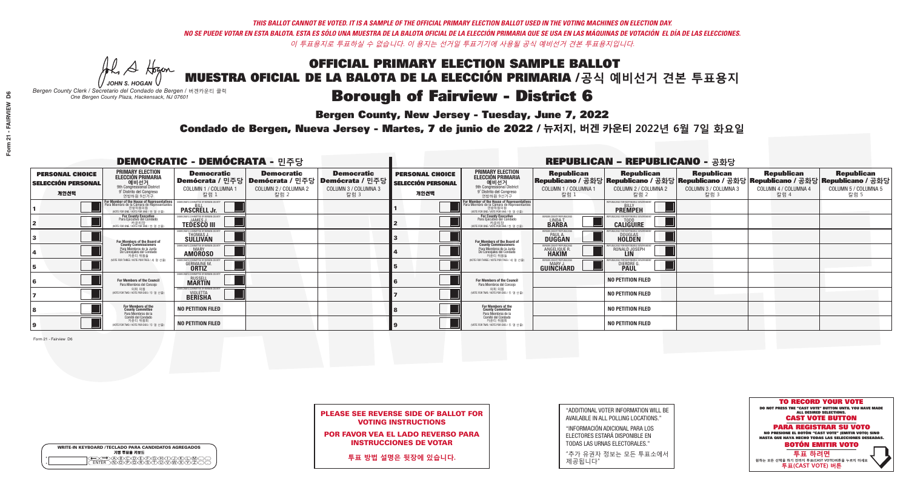*THIS BALLOT CANNOT BE VOTED. IT IS A SAMPLE OF THE OFFICIAL PRIMARY ELECTION BALLOT USED IN THE VOTING MACHINES ON ELECTION DAY.*
*NO SE PUEDE VOTAR EN ESTA BALOTA. ESTA ES SÓLO UNA MUESTRA DE LA BALOTA OFICIAL DE LA ELECCIÓN PRIMARIA QUE SE USA EN LAS MÁQUINAS DE VOTACIÓN EL DÍA DE LAS ELECCIONES.*
*이 투표용지로 투표하실 수 없습니다. 이 용지는 선거일 투표기기에 사용될 공식 예비선거 견본 투표용지입니다.*

JOHN S. HOGAN
*Bergen County Clerk / Secretario del Condado de Bergen /* 버겐카운티 클럭
*One Bergen County Plaza, Hackensack, NJ 07601*

# OFFICIAL PRIMARY ELECTION SAMPLE BALLOT
# MUESTRA OFICIAL DE LA BALOTA DE LA ELECCIÓN PRIMARIA /공식 예비선거 견본 투표용지

## Borough of Fairview - District 6

**Bergen County, New Jersey - Tuesday, June 7, 2022**

**Condado de Bergen, Nueva Jersey - Martes, 7 de junio de 2022 / 뉴저지, 버겐 카운티 2022년 6월 7일 화요일**

### DEMOCRATIC - DEMÓCRATA - 민주당

| PERSONAL CHOICE / SELECCIÓN PERSONAL / 개인선택 | PRIMARY ELECTION / ELECCIÓN PRIMARIA / 예비선거 / 9th Congressional District / 9° Distrito del Congreso / 연방하원 9선거구 | Democratic / Demócrata / 민주당 COLUMN 1 / COLUMNA 1 / 칼럼 1 | Democratic / Demócrata / 민주당 COLUMN 2 / COLUMNA 2 / 칼럼 2 | Democratic / Demócrata / 민주당 COLUMN 3 / COLUMNA 3 / 칼럼 3 |
|---|---|---|---|---|
| 1 | For Member of the House of Representatives / Para Miembro de la Cámara de Representantes / 연방하원의원 (VOTE FOR ONE / VOTE POR UNO / 한 명 선출) | BILL PASCRELL Jr. | | |
| 2 | For County Executive / Para Ejecutivo del Condado / 카운티장 (VOTE FOR ONE / VOTE POR UNO / 한 명 선출) | JAMES J. TEDESCO III | | |
| 3 | For Members of the Board of County Commissioners / Para Miembros de la Junta De Concejales del Condado / 카운티 위원들 (VOTE FOR THREE / VOTE POR TRES / 세 명 선출) | THOMAS J. SULLIVAN | | |
| 4 | | MARY AMOROSO | | |
| 5 | | GERMAINE M. ORTIZ | | |
| 6 | For Members of the Council / Para Miembros del Concejo / 의회 의원 (VOTE FOR TWO / VOTE POR DOS / 두 명 선출) | RUSSELL MARTIN | | |
| 7 | | VIOLETTA BERISHA | | |
| 8 | For Members of the County Committee / Para Miembros de la Comité del Condado / 카운티 위원회 (VOTE FOR TWO / VOTE POR DOS / 두 명 선출) | NO PETITION FILED | | |
| 9 | | NO PETITION FILED | | |

### REPUBLICAN - REPUBLICANO - 공화당

| PERSONAL CHOICE / SELECCIÓN PERSONAL / 개인선택 | PRIMARY ELECTION / ELECCIÓN PRIMARIA / 예비선거 / 9th Congressional District / 9° Distrito del Congreso / 연방하원 9선거구 | Republican / Republicano / 공화당 COLUMN 1 / COLUMNA 1 / 칼럼 1 | Republican / Republicano / 공화당 COLUMN 2 / COLUMNA 2 / 칼럼 2 | Republican / Republicano / 공화당 COLUMN 3 / COLUMNA 3 / 칼럼 3 | Republican / Republicano / 공화당 COLUMN 4 / COLUMNA 4 / 칼럼 4 | Republican / Republicano / 공화당 COLUMN 5 / COLUMNA 5 / 칼럼 5 |
|---|---|---|---|---|---|---|
| 1 | For Member of the House of Representatives / Para Miembro de la Cámara de Representantes / 연방하원의원 (VOTE FOR ONE / VOTE POR UNO / 한 명 선출) | | BILLY PREMPEH | | | |
| 2 | For County Executive / Para Ejecutivo del Condado / 카운티장 (VOTE FOR ONE / VOTE POR UNO / 한 명 선출) | LINDA T. BARBA | TODD CALIGUIRE | | | |
| 3 | For Members of the Board of County Commissioners / Para Miembros de la Junta De Concejales del Condado / 카운티 위원들 (VOTE FOR THREE / VOTE POR TRES / 세 명 선출) | PAUL A. DUGGAN | DOUGLAS HOLDEN | | | |
| 4 | | ANGELIQUE R. HAKIM | RONALD JOSEPH LIN | | | |
| 5 | | MARY J. GUINCHARD | DIERDRE G. PAUL | | | |
| 6 | For Members of the Council / Para Miembros del Concejo / 의회 의원 (VOTE FOR TWO / VOTE POR DOS / 두 명 선출) | | NO PETITION FILED | | | |
| 7 | | | NO PETITION FILED | | | |
| 8 | For Members of the County Committee / Para Miembros de la Comité del Condado / 카운티 위원회 (VOTE FOR TWO / VOTE POR DOS / 두 명 선출) | | NO PETITION FILED | | | |
| 9 | | | NO PETITION FILED | | | |

Form 21 - Fairview D6

WRITE-IN KEYBOARD /TECLADO PARA CANDIDATOS AGREGADOS
기명 투표용 키보드

**PLEASE SEE REVERSE SIDE OF BALLOT FOR VOTING INSTRUCTIONS**

**POR FAVOR VEA EL LADO REVERSO PARA INSTRUCCIONES DE VOTAR**

**투표 방법 설명은 뒷장에 있습니다.**

"ADDITIONAL VOTER INFORMATION WILL BE AVAILABLE IN ALL POLLING LOCATIONS."

"INFORMACIÓN ADICIONAL PARA LOS ELECTORES ESTARÁ DISPONIBLE EN TODAS LAS URNAS ELECTORALES."

"추가 유권자 정보는 모든 투표소에서 제공됩니다"

**TO RECORD YOUR VOTE**
DO NOT PRESS THE "CAST VOTE" BUTTON UNTIL YOU HAVE MADE ALL DESIRED SELECTIONS.
**CAST VOTE BUTTON**

**PARA REGISTRAR SU VOTO**
NO PRESIONE EL BOTÓN "CAST VOTE" (EMITIR VOTO) SINO HASTA QUE HAYA HECHO TODAS LAS SELECCIONES DESEADAS.
**BOTÓN EMITIR VOTO**

**투표 하려면**
원하는 모든 선택을 하기 전까지 투표(CAST VOTE)버튼을 누르지 마세요
**투표(CAST VOTE) 버튼**